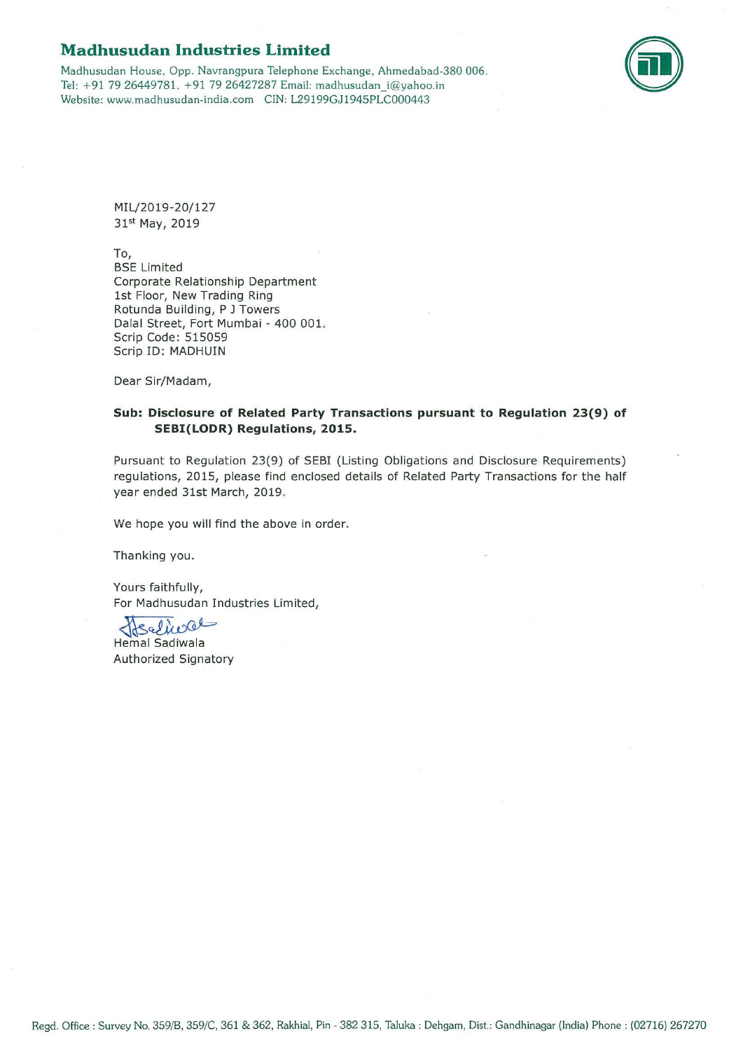# Madhusudan Industries Limited

Madhusudan House, Opp. Navrangpura Telephone Exchange, Ahmedabad-380 006.
Tel: +91 79 26449781, +91 79 26427287 Email: madhusudan_i@yahoo.in
Website: www.madhusudan-india.com CIN: L29199GJ1945PLC000443

MIL/2019-20/127
31st May, 2019

To,
BSE Limited
Corporate Relationship Department
1st Floor, New Trading Ring
Rotunda Building, P J Towers
Dalal Street, Fort Mumbai - 400 001.
Scrip Code: 515059
Scrip ID: MADHUIN

Dear Sir/Madam,

**Sub: Disclosure of Related Party Transactions pursuant to Regulation 23(9) of SEBI(LODR) Regulations, 2015.**

Pursuant to Regulation 23(9) of SEBI (Listing Obligations and Disclosure Requirements) regulations, 2015, please find enclosed details of Related Party Transactions for the half year ended 31st March, 2019.

We hope you will find the above in order.

Thanking you.

Yours faithfully,
For Madhusudan Industries Limited,

Hemal Sadiwala
Authorized Signatory

Regd. Office : Survey No. 359/B, 359/C, 361 & 362, Rakhial, Pin - 382 315, Taluka : Dehgam, Dist.: Gandhinagar (India) Phone : (02716) 267270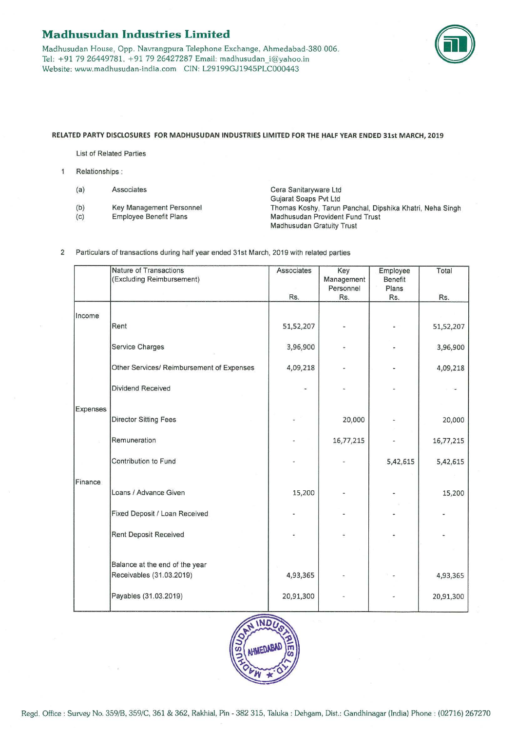# Madhusudan Industries Limited

Madhusudan House, Opp. Navrangpura Telephone Exchange, Ahmedabad-380 006.
Tel: +91 79 26449781, +91 79 26427287 Email: madhusudan_i@yahoo.in
Website: www.madhusudan-india.com CIN: L29199GJ1945PLC000443

**RELATED PARTY DISCLOSURES FOR MADHUSUDAN INDUSTRIES LIMITED FOR THE HALF YEAR ENDED 31st MARCH, 2019**

List of Related Parties

1. Relationships :

| | | |
|---|---|---|
| (a) | Associates | Cera Sanitaryware Ltd<br>Gujarat Soaps Pvt Ltd |
| (b) | Key Management Personnel | Thomas Koshy, Tarun Panchal, Dipshika Khatri, Neha Singh |
| (c) | Employee Benefit Plans | Madhusudan Provident Fund Trust<br>Madhusudan Gratuity Trust |

2. Particulars of transactions during half year ended 31st March, 2019 with related parties

| | Nature of Transactions (Excluding Reimbursement) | Associates Rs. | Key Management Personnel Rs. | Employee Benefit Plans Rs. | Total Rs. |
|---|---|---|---|---|---|
| Income | | | | | |
| | Rent | 51,52,207 | - | - | 51,52,207 |
| | Service Charges | 3,96,900 | - | - | 3,96,900 |
| | Other Services/ Reimbursement of Expenses | 4,09,218 | - | - | 4,09,218 |
| | Dividend Received | - | - | - | - |
| Expenses | | | | | |
| | Director Sitting Fees | - | 20,000 | - | 20,000 |
| | Remuneration | - | 16,77,215 | - | 16,77,215 |
| | Contribution to Fund | - | - | 5,42,615 | 5,42,615 |
| Finance | | | | | |
| | Loans / Advance Given | 15,200 | - | - | 15,200 |
| | Fixed Deposit / Loan Received | - | - | - | - |
| | Rent Deposit Received | - | - | - | - |
| | Balance at the end of the year<br>Receivables (31.03.2019) | 4,93,365 | - | - | 4,93,365 |
| | Payables (31.03.2019) | 20,91,300 | - | - | 20,91,300 |

Regd. Office : Survey No. 359/B, 359/C, 361 & 362, Rakhial, Pin - 382 315, Taluka : Dehgam, Dist.: Gandhinagar (India) Phone : (02716) 267270